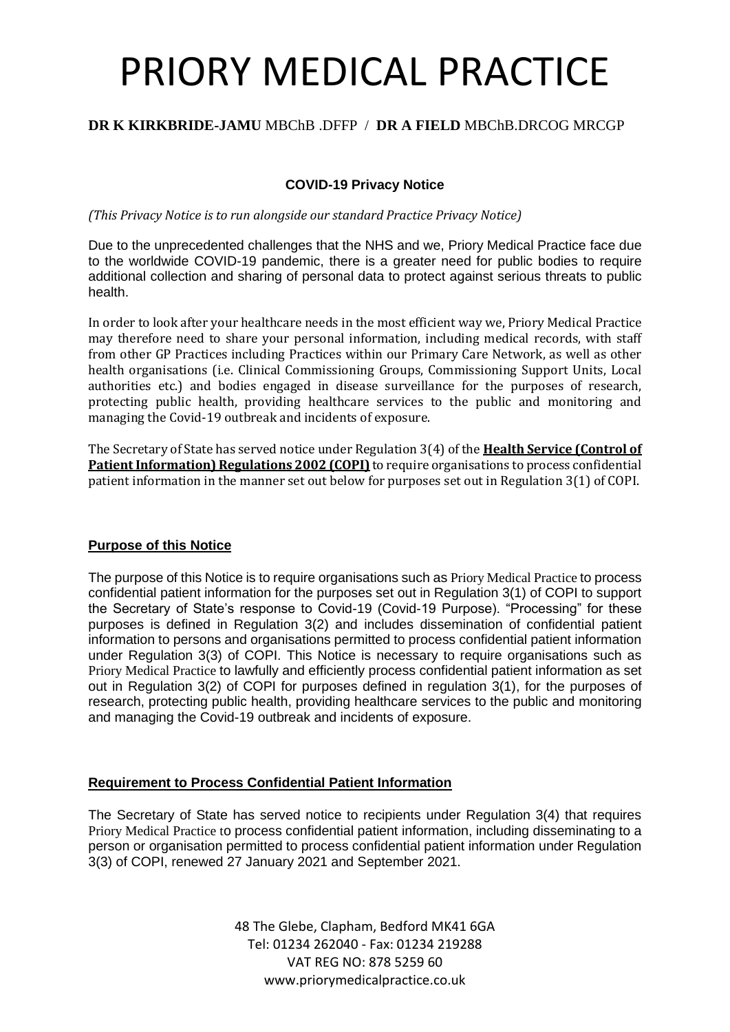# PRIORY MEDICAL PRACTICE

**DR K KIRKBRIDE-JAMU** MBChB .DFFP / **DR A FIELD** MBChB.DRCOG MRCGP

### COVID-19 Privacy Notice

*(This Privacy Notice is to run alongside our standard Practice Privacy Notice)*

Due to the unprecedented challenges that the NHS and we, Priory Medical Practice face due to the worldwide COVID-19 pandemic, there is a greater need for public bodies to require additional collection and sharing of personal data to protect against serious threats to public health.

In order to look after your healthcare needs in the most efficient way we, Priory Medical Practice may therefore need to share your personal information, including medical records, with staff from other GP Practices including Practices within our Primary Care Network, as well as other health organisations (i.e. Clinical Commissioning Groups, Commissioning Support Units, Local authorities etc.) and bodies engaged in disease surveillance for the purposes of research, protecting public health, providing healthcare services to the public and monitoring and managing the Covid-19 outbreak and incidents of exposure.

The Secretary of State has served notice under Regulation 3(4) of the **Health Service (Control of Patient Information) Regulations 2002 (COPI)** to require organisations to process confidential patient information in the manner set out below for purposes set out in Regulation 3(1) of COPI.

## Purpose of this Notice

The purpose of this Notice is to require organisations such as Priory Medical Practice to process confidential patient information for the purposes set out in Regulation 3(1) of COPI to support the Secretary of State's response to Covid-19 (Covid-19 Purpose). "Processing" for these purposes is defined in Regulation 3(2) and includes dissemination of confidential patient information to persons and organisations permitted to process confidential patient information under Regulation 3(3) of COPI. This Notice is necessary to require organisations such as Priory Medical Practice to lawfully and efficiently process confidential patient information as set out in Regulation 3(2) of COPI for purposes defined in regulation 3(1), for the purposes of research, protecting public health, providing healthcare services to the public and monitoring and managing the Covid-19 outbreak and incidents of exposure.

## Requirement to Process Confidential Patient Information

The Secretary of State has served notice to recipients under Regulation 3(4) that requires Priory Medical Practice to process confidential patient information, including disseminating to a person or organisation permitted to process confidential patient information under Regulation 3(3) of COPI, renewed 27 January 2021 and September 2021.

48 The Glebe, Clapham, Bedford MK41 6GA
Tel: 01234 262040 - Fax: 01234 219288
VAT REG NO: 878 5259 60
www.priorymedicalpractice.co.uk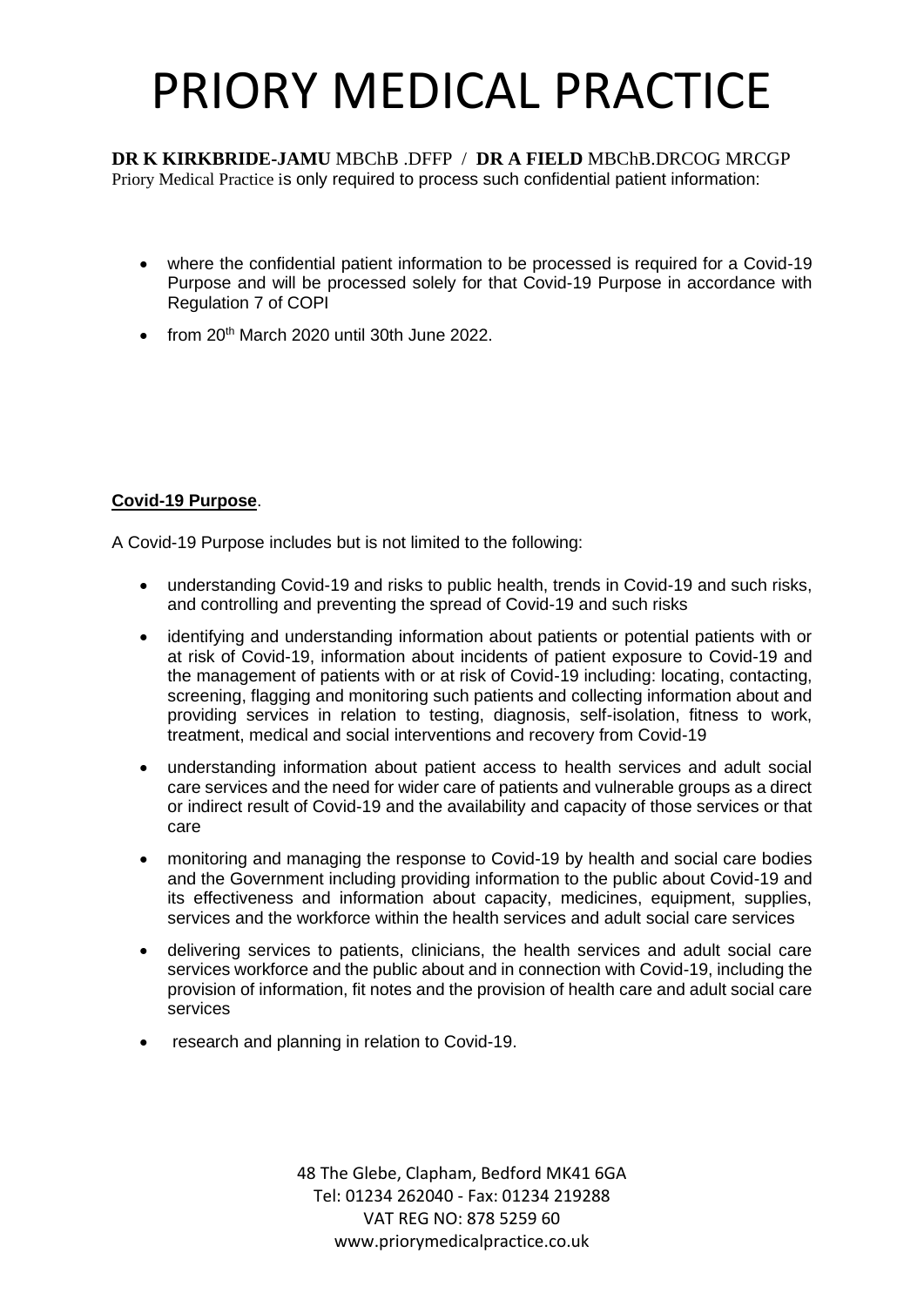# PRIORY MEDICAL PRACTICE

**DR K KIRKBRIDE-JAMU** MBChB .DFFP / **DR A FIELD** MBChB.DRCOG MRCGP

Priory Medical Practice is only required to process such confidential patient information:

- where the confidential patient information to be processed is required for a Covid-19 Purpose and will be processed solely for that Covid-19 Purpose in accordance with Regulation 7 of COPI
- from 20th March 2020 until 30th June 2022.

**Covid-19 Purpose**.

A Covid-19 Purpose includes but is not limited to the following:

- understanding Covid-19 and risks to public health, trends in Covid-19 and such risks, and controlling and preventing the spread of Covid-19 and such risks
- identifying and understanding information about patients or potential patients with or at risk of Covid-19, information about incidents of patient exposure to Covid-19 and the management of patients with or at risk of Covid-19 including: locating, contacting, screening, flagging and monitoring such patients and collecting information about and providing services in relation to testing, diagnosis, self-isolation, fitness to work, treatment, medical and social interventions and recovery from Covid-19
- understanding information about patient access to health services and adult social care services and the need for wider care of patients and vulnerable groups as a direct or indirect result of Covid-19 and the availability and capacity of those services or that care
- monitoring and managing the response to Covid-19 by health and social care bodies and the Government including providing information to the public about Covid-19 and its effectiveness and information about capacity, medicines, equipment, supplies, services and the workforce within the health services and adult social care services
- delivering services to patients, clinicians, the health services and adult social care services workforce and the public about and in connection with Covid-19, including the provision of information, fit notes and the provision of health care and adult social care services
- research and planning in relation to Covid-19.

48 The Glebe, Clapham, Bedford MK41 6GA
Tel: 01234 262040 - Fax: 01234 219288
VAT REG NO: 878 5259 60
www.priorymedicalpractice.co.uk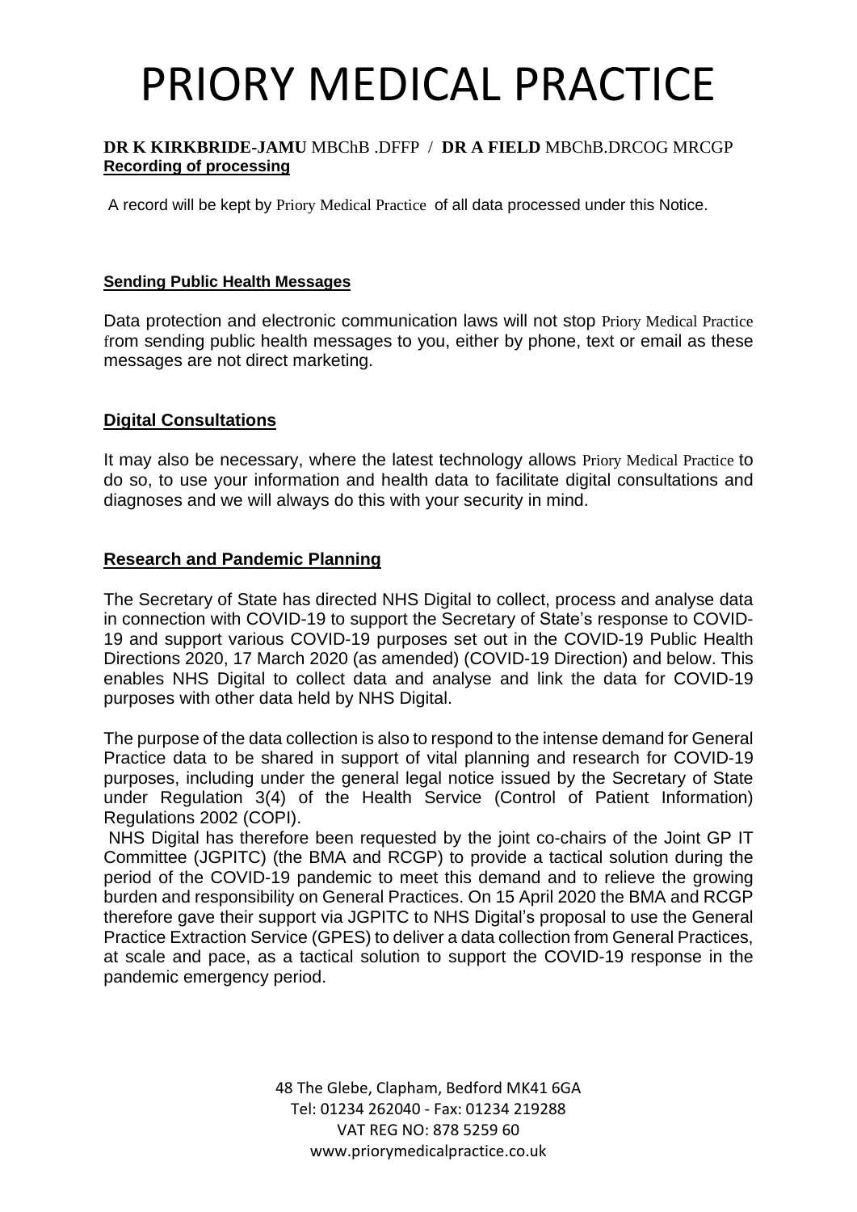**Recording of processing**

A record will be kept by Priory Medical Practice of all data processed under this Notice.

**Sending Public Health Messages**

Data protection and electronic communication laws will not stop Priory Medical Practice from sending public health messages to you, either by phone, text or email as these messages are not direct marketing.

**Digital Consultations**

It may also be necessary, where the latest technology allows Priory Medical Practice to do so, to use your information and health data to facilitate digital consultations and diagnoses and we will always do this with your security in mind.

**Research and Pandemic Planning**

The Secretary of State has directed NHS Digital to collect, process and analyse data in connection with COVID-19 to support the Secretary of State's response to COVID-19 and support various COVID-19 purposes set out in the COVID-19 Public Health Directions 2020, 17 March 2020 (as amended) (COVID-19 Direction) and below. This enables NHS Digital to collect data and analyse and link the data for COVID-19 purposes with other data held by NHS Digital.

The purpose of the data collection is also to respond to the intense demand for General Practice data to be shared in support of vital planning and research for COVID-19 purposes, including under the general legal notice issued by the Secretary of State under Regulation 3(4) of the Health Service (Control of Patient Information) Regulations 2002 (COPI).

NHS Digital has therefore been requested by the joint co-chairs of the Joint GP IT Committee (JGPITC) (the BMA and RCGP) to provide a tactical solution during the period of the COVID-19 pandemic to meet this demand and to relieve the growing burden and responsibility on General Practices. On 15 April 2020 the BMA and RCGP therefore gave their support via JGPITC to NHS Digital's proposal to use the General Practice Extraction Service (GPES) to deliver a data collection from General Practices, at scale and pace, as a tactical solution to support the COVID-19 response in the pandemic emergency period.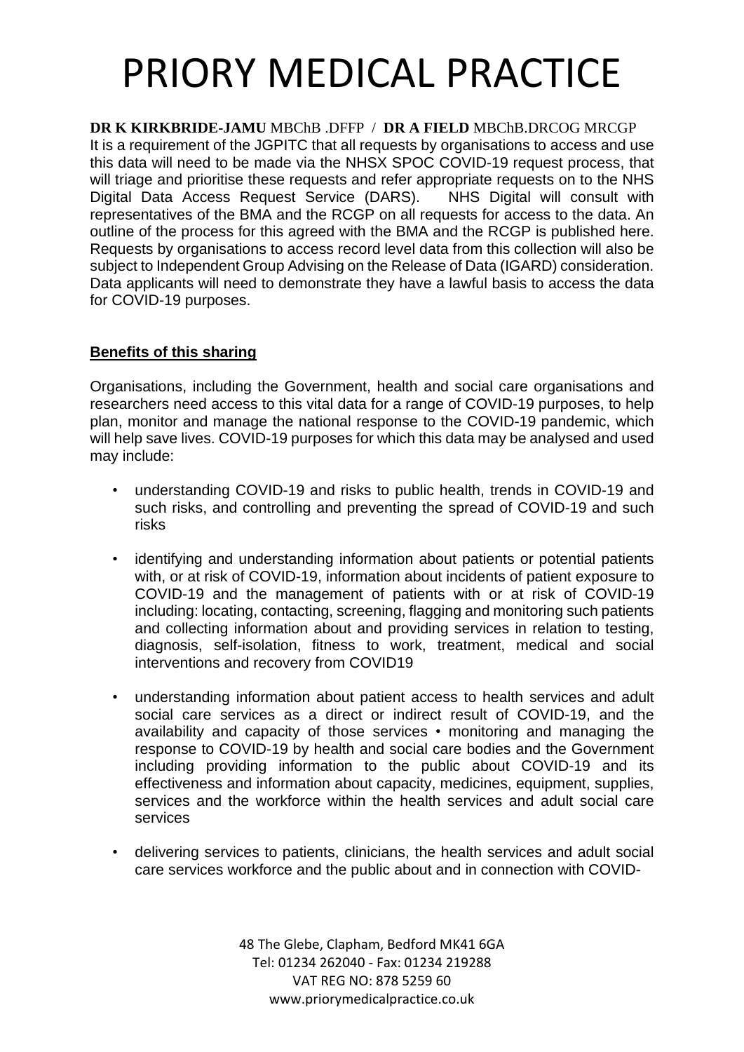It is a requirement of the JGPITC that all requests by organisations to access and use this data will need to be made via the NHSX SPOC COVID-19 request process, that will triage and prioritise these requests and refer appropriate requests on to the NHS Digital Data Access Request Service (DARS). NHS Digital will consult with representatives of the BMA and the RCGP on all requests for access to the data. An outline of the process for this agreed with the BMA and the RCGP is published here. Requests by organisations to access record level data from this collection will also be subject to Independent Group Advising on the Release of Data (IGARD) consideration. Data applicants will need to demonstrate they have a lawful basis to access the data for COVID-19 purposes.

**Benefits of this sharing**

Organisations, including the Government, health and social care organisations and researchers need access to this vital data for a range of COVID-19 purposes, to help plan, monitor and manage the national response to the COVID-19 pandemic, which will help save lives. COVID-19 purposes for which this data may be analysed and used may include:

- understanding COVID-19 and risks to public health, trends in COVID-19 and such risks, and controlling and preventing the spread of COVID-19 and such risks
- identifying and understanding information about patients or potential patients with, or at risk of COVID-19, information about incidents of patient exposure to COVID-19 and the management of patients with or at risk of COVID-19 including: locating, contacting, screening, flagging and monitoring such patients and collecting information about and providing services in relation to testing, diagnosis, self-isolation, fitness to work, treatment, medical and social interventions and recovery from COVID19
- understanding information about patient access to health services and adult social care services as a direct or indirect result of COVID-19, and the availability and capacity of those services • monitoring and managing the response to COVID-19 by health and social care bodies and the Government including providing information to the public about COVID-19 and its effectiveness and information about capacity, medicines, equipment, supplies, services and the workforce within the health services and adult social care services
- delivering services to patients, clinicians, the health services and adult social care services workforce and the public about and in connection with COVID-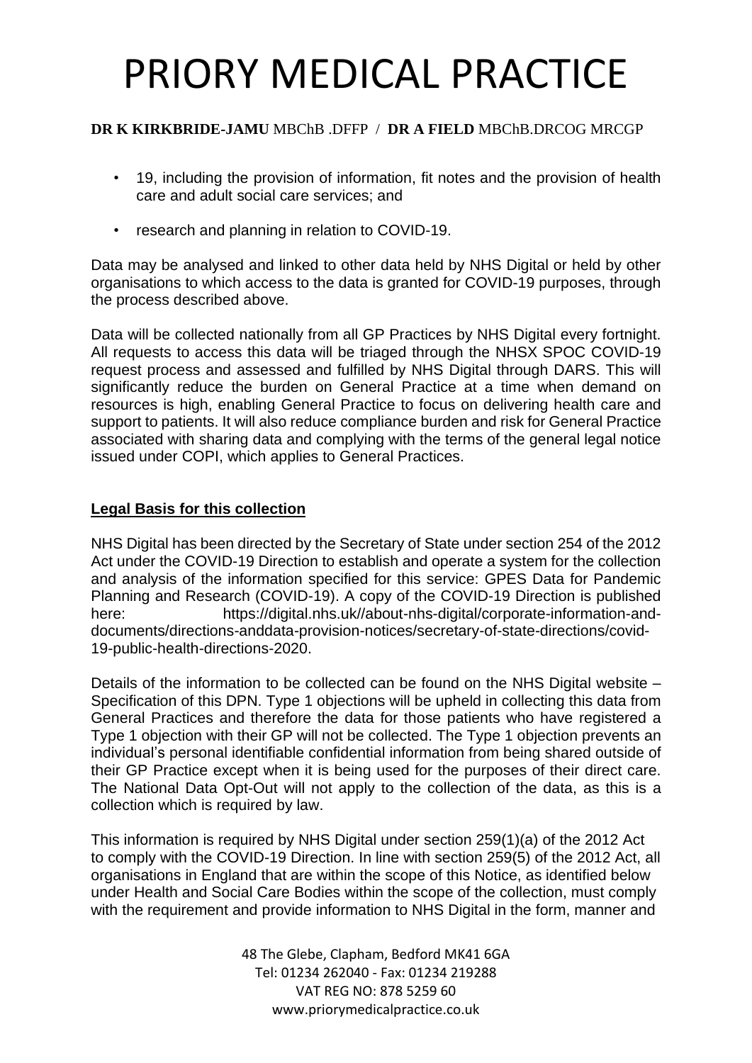- 19, including the provision of information, fit notes and the provision of health care and adult social care services; and
- research and planning in relation to COVID-19.

Data may be analysed and linked to other data held by NHS Digital or held by other organisations to which access to the data is granted for COVID-19 purposes, through the process described above.

Data will be collected nationally from all GP Practices by NHS Digital every fortnight. All requests to access this data will be triaged through the NHSX SPOC COVID-19 request process and assessed and fulfilled by NHS Digital through DARS. This will significantly reduce the burden on General Practice at a time when demand on resources is high, enabling General Practice to focus on delivering health care and support to patients. It will also reduce compliance burden and risk for General Practice associated with sharing data and complying with the terms of the general legal notice issued under COPI, which applies to General Practices.

## Legal Basis for this collection

NHS Digital has been directed by the Secretary of State under section 254 of the 2012 Act under the COVID-19 Direction to establish and operate a system for the collection and analysis of the information specified for this service: GPES Data for Pandemic Planning and Research (COVID-19). A copy of the COVID-19 Direction is published here: https://digital.nhs.uk//about-nhs-digital/corporate-information-and-documents/directions-anddata-provision-notices/secretary-of-state-directions/covid-19-public-health-directions-2020.

Details of the information to be collected can be found on the NHS Digital website – Specification of this DPN. Type 1 objections will be upheld in collecting this data from General Practices and therefore the data for those patients who have registered a Type 1 objection with their GP will not be collected. The Type 1 objection prevents an individual's personal identifiable confidential information from being shared outside of their GP Practice except when it is being used for the purposes of their direct care. The National Data Opt-Out will not apply to the collection of the data, as this is a collection which is required by law.

This information is required by NHS Digital under section 259(1)(a) of the 2012 Act to comply with the COVID-19 Direction. In line with section 259(5) of the 2012 Act, all organisations in England that are within the scope of this Notice, as identified below under Health and Social Care Bodies within the scope of the collection, must comply with the requirement and provide information to NHS Digital in the form, manner and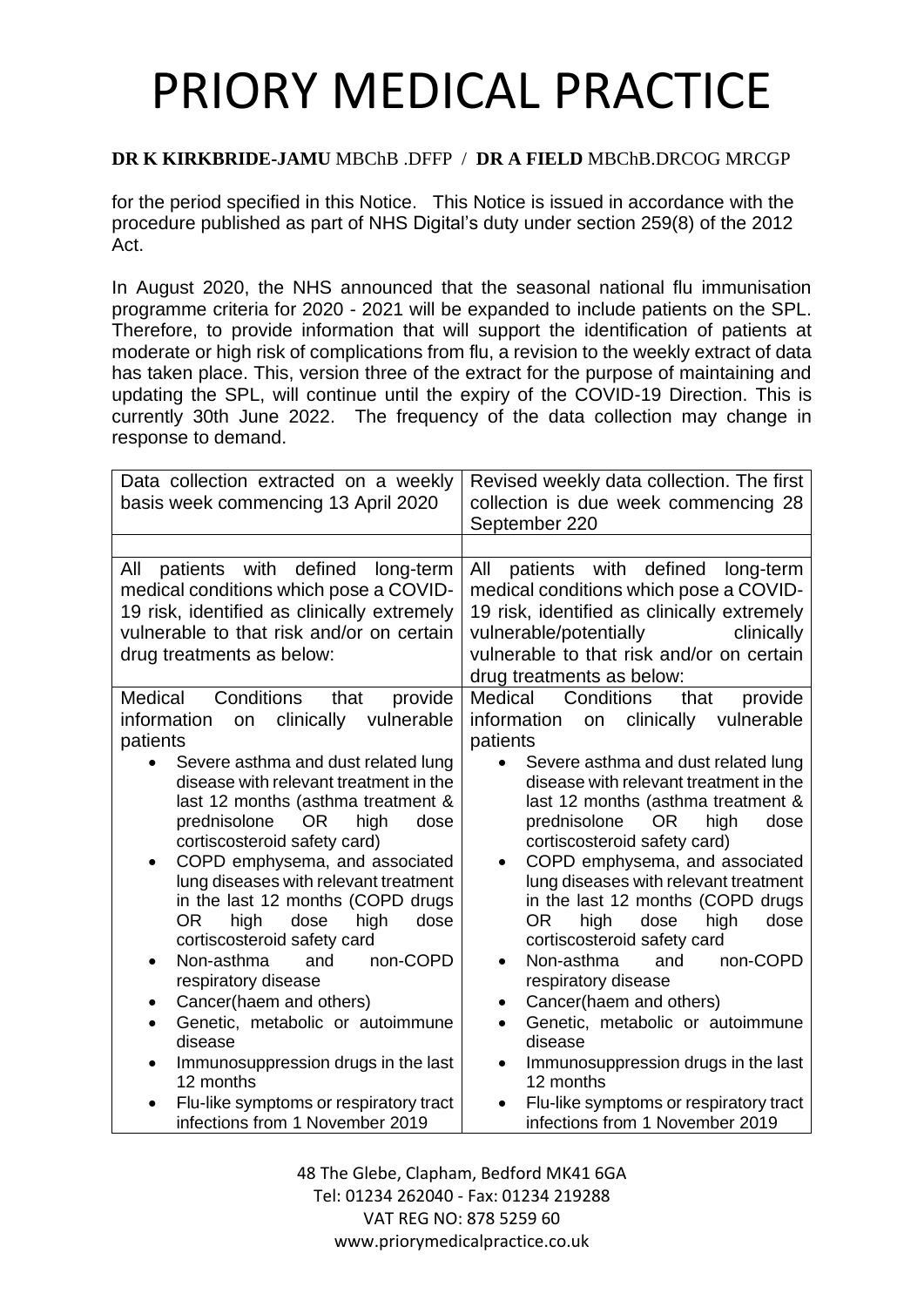# PRIORY MEDICAL PRACTICE

**DR K KIRKBRIDE-JAMU** MBChB .DFFP / **DR A FIELD** MBChB.DRCOG MRCGP

for the period specified in this Notice. This Notice is issued in accordance with the procedure published as part of NHS Digital's duty under section 259(8) of the 2012 Act.

In August 2020, the NHS announced that the seasonal national flu immunisation programme criteria for 2020 - 2021 will be expanded to include patients on the SPL. Therefore, to provide information that will support the identification of patients at moderate or high risk of complications from flu, a revision to the weekly extract of data has taken place. This, version three of the extract for the purpose of maintaining and updating the SPL, will continue until the expiry of the COVID-19 Direction. This is currently 30th June 2022. The frequency of the data collection may change in response to demand.

| Data collection extracted on a weekly basis week commencing 13 April 2020 | Revised weekly data collection. The first collection is due week commencing 28 September 220 |
|---|---|
| | |
| All patients with defined long-term medical conditions which pose a COVID-19 risk, identified as clinically extremely vulnerable to that risk and/or on certain drug treatments as below: | All patients with defined long-term medical conditions which pose a COVID-19 risk, identified as clinically extremely vulnerable/potentially clinically vulnerable to that risk and/or on certain drug treatments as below: |
| Medical Conditions that provide information on clinically vulnerable patients<br>• Severe asthma and dust related lung disease with relevant treatment in the last 12 months (asthma treatment & prednisolone OR high dose cortiscosteroid safety card)<br>• COPD emphysema, and associated lung diseases with relevant treatment in the last 12 months (COPD drugs OR high dose high dose cortiscosteroid safety card<br>• Non-asthma and non-COPD respiratory disease<br>• Cancer(haem and others)<br>• Genetic, metabolic or autoimmune disease<br>• Immunosuppression drugs in the last 12 months<br>• Flu-like symptoms or respiratory tract infections from 1 November 2019 | Medical Conditions that provide information on clinically vulnerable patients<br>• Severe asthma and dust related lung disease with relevant treatment in the last 12 months (asthma treatment & prednisolone OR high dose cortiscosteroid safety card)<br>• COPD emphysema, and associated lung diseases with relevant treatment in the last 12 months (COPD drugs OR high dose high dose cortiscosteroid safety card<br>• Non-asthma and non-COPD respiratory disease<br>• Cancer(haem and others)<br>• Genetic, metabolic or autoimmune disease<br>• Immunosuppression drugs in the last 12 months<br>• Flu-like symptoms or respiratory tract infections from 1 November 2019 |

48 The Glebe, Clapham, Bedford MK41 6GA
Tel: 01234 262040 - Fax: 01234 219288
VAT REG NO: 878 5259 60
www.priorymedicalpractice.co.uk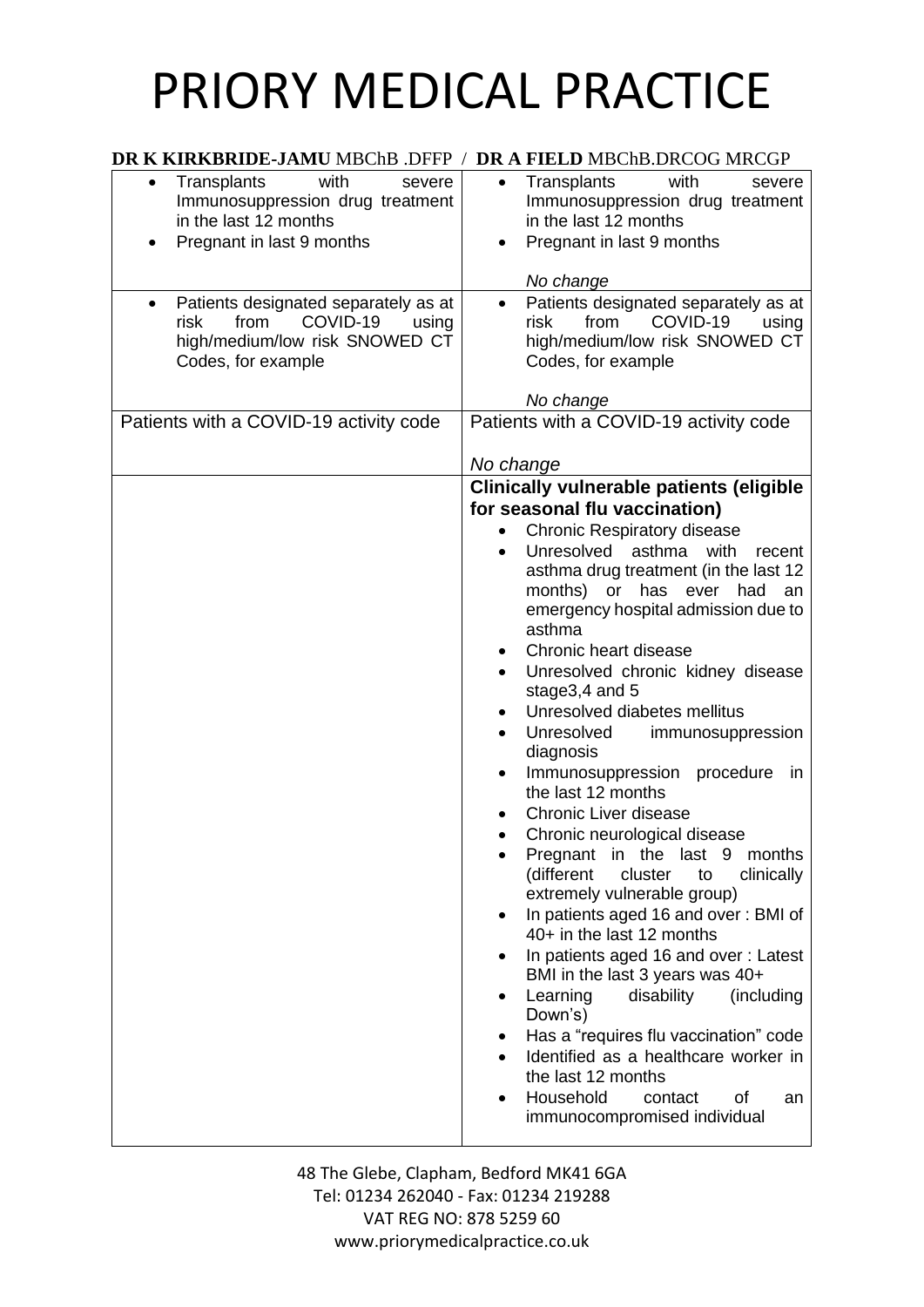# PRIORY MEDICAL PRACTICE

**DR K KIRKBRIDE-JAMU** MBChB .DFFP / **DR A FIELD** MBChB.DRCOG MRCGP

| | |
|---|---|
| • Transplants with severe Immunosuppression drug treatment in the last 12 months<br>• Pregnant in last 9 months | • Transplants with severe Immunosuppression drug treatment in the last 12 months<br>• Pregnant in last 9 months<br><br>*No change* |
| • Patients designated separately as at risk from COVID-19 using high/medium/low risk SNOWED CT Codes, for example | • Patients designated separately as at risk from COVID-19 using high/medium/low risk SNOWED CT Codes, for example<br><br>*No change* |
| Patients with a COVID-19 activity code | Patients with a COVID-19 activity code<br><br>*No change* |
| | **Clinically vulnerable patients (eligible for seasonal flu vaccination)**<br>• Chronic Respiratory disease<br>• Unresolved asthma with recent asthma drug treatment (in the last 12 months) or has ever had an emergency hospital admission due to asthma<br>• Chronic heart disease<br>• Unresolved chronic kidney disease stage3,4 and 5<br>• Unresolved diabetes mellitus<br>• Unresolved immunosuppression diagnosis<br>• Immunosuppression procedure in the last 12 months<br>• Chronic Liver disease<br>• Chronic neurological disease<br>• Pregnant in the last 9 months (different cluster to clinically extremely vulnerable group)<br>• In patients aged 16 and over : BMI of 40+ in the last 12 months<br>• In patients aged 16 and over : Latest BMI in the last 3 years was 40+<br>• Learning disability (including Down's)<br>• Has a "requires flu vaccination" code<br>• Identified as a healthcare worker in the last 12 months<br>• Household contact of an immunocompromised individual |

48 The Glebe, Clapham, Bedford MK41 6GA
Tel: 01234 262040 - Fax: 01234 219288
VAT REG NO: 878 5259 60
www.priorymedicalpractice.co.uk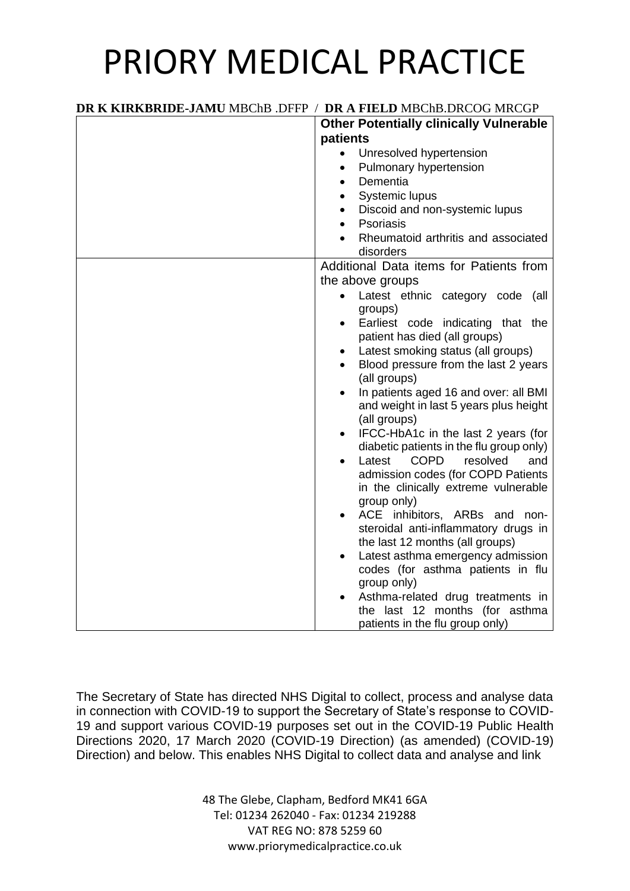# PRIORY MEDICAL PRACTICE

**DR K KIRKBRIDE-JAMU** MBChB .DFFP / **DR A FIELD** MBChB.DRCOG MRCGP

| | |
|---|---|
| | **Other Potentially clinically Vulnerable patients**<br>• Unresolved hypertension<br>• Pulmonary hypertension<br>• Dementia<br>• Systemic lupus<br>• Discoid and non-systemic lupus<br>• Psoriasis<br>• Rheumatoid arthritis and associated disorders |
| | Additional Data items for Patients from the above groups<br>• Latest ethnic category code (all groups)<br>• Earliest code indicating that the patient has died (all groups)<br>• Latest smoking status (all groups)<br>• Blood pressure from the last 2 years (all groups)<br>• In patients aged 16 and over: all BMI and weight in last 5 years plus height (all groups)<br>• IFCC-HbA1c in the last 2 years (for diabetic patients in the flu group only)<br>• Latest COPD resolved and admission codes (for COPD Patients in the clinically extreme vulnerable group only)<br>• ACE inhibitors, ARBs and non-steroidal anti-inflammatory drugs in the last 12 months (all groups)<br>• Latest asthma emergency admission codes (for asthma patients in flu group only)<br>• Asthma-related drug treatments in the last 12 months (for asthma patients in the flu group only) |

The Secretary of State has directed NHS Digital to collect, process and analyse data in connection with COVID-19 to support the Secretary of State's response to COVID-19 and support various COVID-19 purposes set out in the COVID-19 Public Health Directions 2020, 17 March 2020 (COVID-19 Direction) (as amended) (COVID-19) Direction) and below. This enables NHS Digital to collect data and analyse and link

48 The Glebe, Clapham, Bedford MK41 6GA
Tel: 01234 262040 - Fax: 01234 219288
VAT REG NO: 878 5259 60
www.priorymedicalpractice.co.uk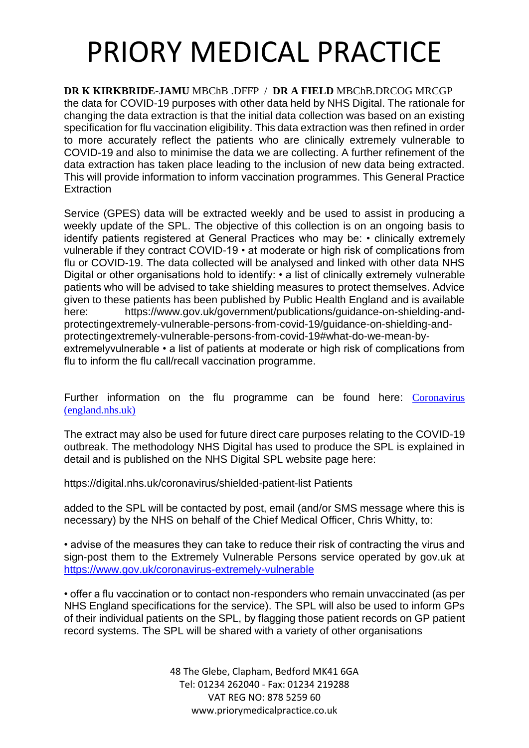the data for COVID-19 purposes with other data held by NHS Digital. The rationale for changing the data extraction is that the initial data collection was based on an existing specification for flu vaccination eligibility. This data extraction was then refined in order to more accurately reflect the patients who are clinically extremely vulnerable to COVID-19 and also to minimise the data we are collecting. A further refinement of the data extraction has taken place leading to the inclusion of new data being extracted. This will provide information to inform vaccination programmes. This General Practice Extraction

Service (GPES) data will be extracted weekly and be used to assist in producing a weekly update of the SPL. The objective of this collection is on an ongoing basis to identify patients registered at General Practices who may be: • clinically extremely vulnerable if they contract COVID-19 • at moderate or high risk of complications from flu or COVID-19. The data collected will be analysed and linked with other data NHS Digital or other organisations hold to identify: • a list of clinically extremely vulnerable patients who will be advised to take shielding measures to protect themselves. Advice given to these patients has been published by Public Health England and is available here: https://www.gov.uk/government/publications/guidance-on-shielding-and-protectingextremely-vulnerable-persons-from-covid-19/guidance-on-shielding-and-protectingextremely-vulnerable-persons-from-covid-19#what-do-we-mean-by-extremelyvulnerable • a list of patients at moderate or high risk of complications from flu to inform the flu call/recall vaccination programme.

Further information on the flu programme can be found here: [Coronavirus (england.nhs.uk)](https://www.england.nhs.uk)

The extract may also be used for future direct care purposes relating to the COVID-19 outbreak. The methodology NHS Digital has used to produce the SPL is explained in detail and is published on the NHS Digital SPL website page here:

https://digital.nhs.uk/coronavirus/shielded-patient-list Patients

added to the SPL will be contacted by post, email (and/or SMS message where this is necessary) by the NHS on behalf of the Chief Medical Officer, Chris Whitty, to:

• advise of the measures they can take to reduce their risk of contracting the virus and sign-post them to the Extremely Vulnerable Persons service operated by gov.uk at https://www.gov.uk/coronavirus-extremely-vulnerable

• offer a flu vaccination or to contact non-responders who remain unvaccinated (as per NHS England specifications for the service). The SPL will also be used to inform GPs of their individual patients on the SPL, by flagging those patient records on GP patient record systems. The SPL will be shared with a variety of other organisations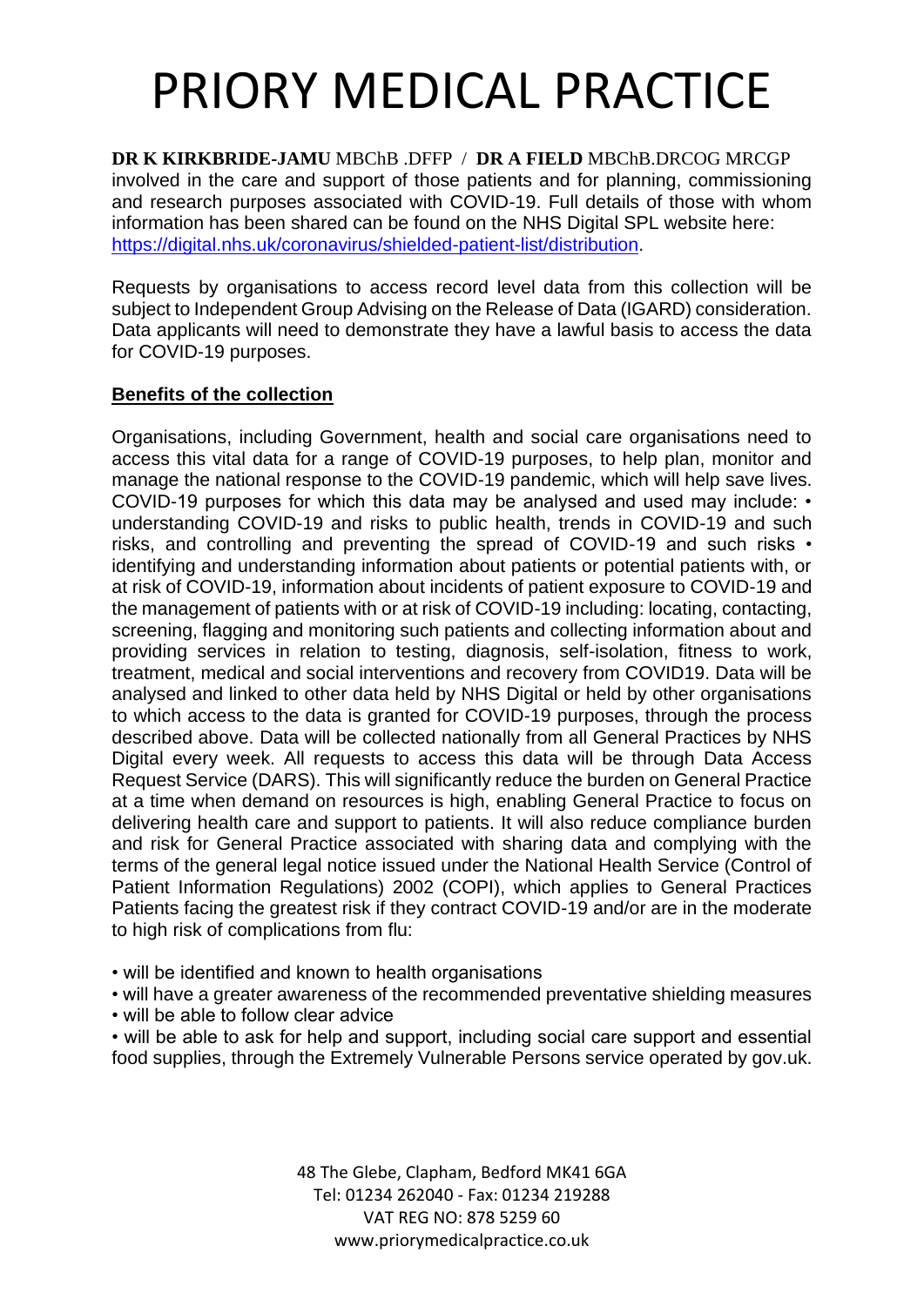# PRIORY MEDICAL PRACTICE

**DR K KIRKBRIDE-JAMU** MBChB .DFFP / **DR A FIELD** MBChB.DRCOG MRCGP

involved in the care and support of those patients and for planning, commissioning and research purposes associated with COVID-19. Full details of those with whom information has been shared can be found on the NHS Digital SPL website here: https://digital.nhs.uk/coronavirus/shielded-patient-list/distribution.

Requests by organisations to access record level data from this collection will be subject to Independent Group Advising on the Release of Data (IGARD) consideration. Data applicants will need to demonstrate they have a lawful basis to access the data for COVID-19 purposes.

**Benefits of the collection**

Organisations, including Government, health and social care organisations need to access this vital data for a range of COVID-19 purposes, to help plan, monitor and manage the national response to the COVID-19 pandemic, which will help save lives. COVID-19 purposes for which this data may be analysed and used may include: • understanding COVID-19 and risks to public health, trends in COVID-19 and such risks, and controlling and preventing the spread of COVID-19 and such risks • identifying and understanding information about patients or potential patients with, or at risk of COVID-19, information about incidents of patient exposure to COVID-19 and the management of patients with or at risk of COVID-19 including: locating, contacting, screening, flagging and monitoring such patients and collecting information about and providing services in relation to testing, diagnosis, self-isolation, fitness to work, treatment, medical and social interventions and recovery from COVID19. Data will be analysed and linked to other data held by NHS Digital or held by other organisations to which access to the data is granted for COVID-19 purposes, through the process described above. Data will be collected nationally from all General Practices by NHS Digital every week. All requests to access this data will be through Data Access Request Service (DARS). This will significantly reduce the burden on General Practice at a time when demand on resources is high, enabling General Practice to focus on delivering health care and support to patients. It will also reduce compliance burden and risk for General Practice associated with sharing data and complying with the terms of the general legal notice issued under the National Health Service (Control of Patient Information Regulations) 2002 (COPI), which applies to General Practices Patients facing the greatest risk if they contract COVID-19 and/or are in the moderate to high risk of complications from flu:

- will be identified and known to health organisations
- will have a greater awareness of the recommended preventative shielding measures
- will be able to follow clear advice
- will be able to ask for help and support, including social care support and essential food supplies, through the Extremely Vulnerable Persons service operated by gov.uk.

48 The Glebe, Clapham, Bedford MK41 6GA
Tel: 01234 262040 - Fax: 01234 219288
VAT REG NO: 878 5259 60
www.priorymedicalpractice.co.uk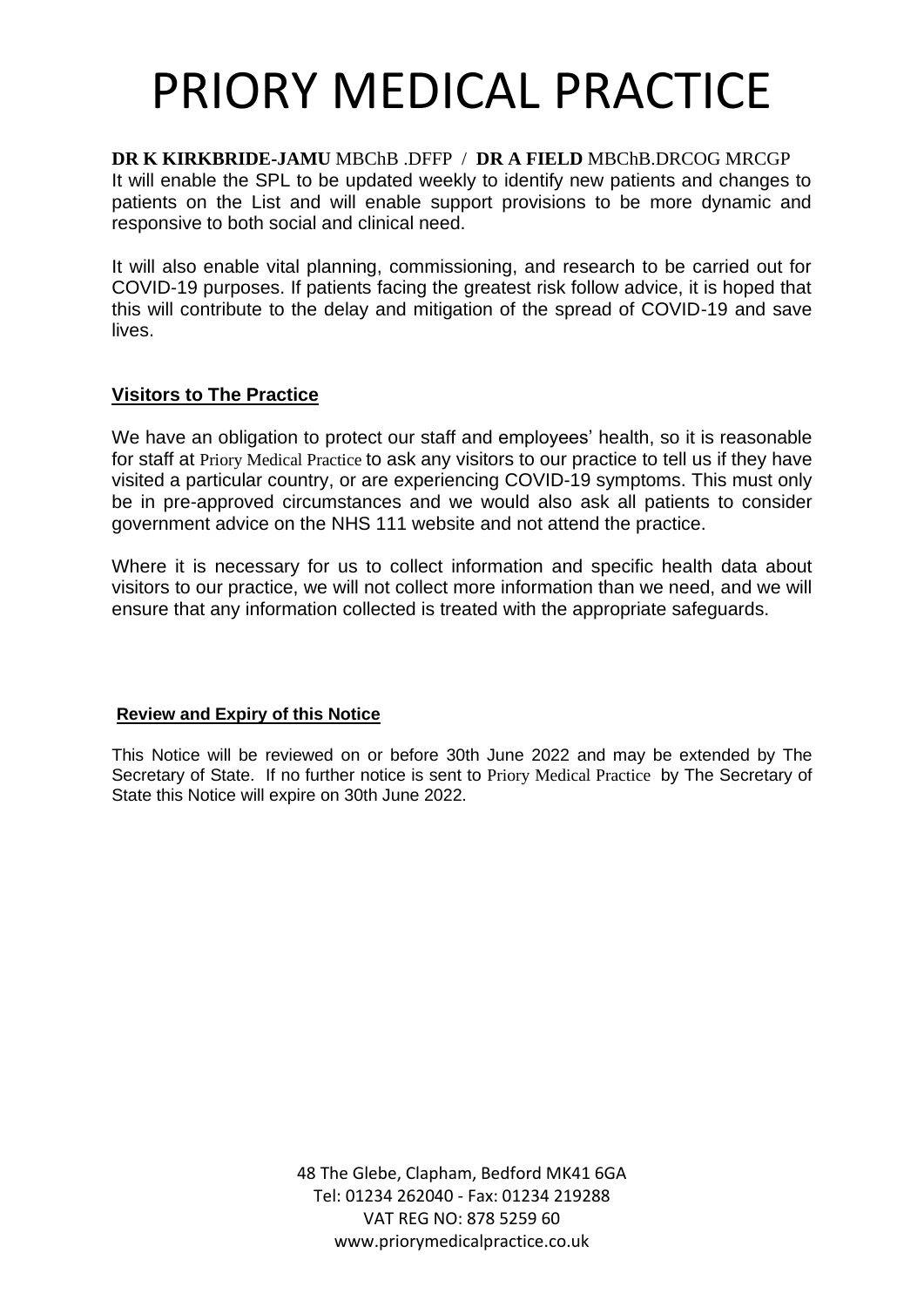# PRIORY MEDICAL PRACTICE

**DR K KIRKBRIDE-JAMU** MBChB .DFFP / **DR A FIELD** MBChB.DRCOG MRCGP

It will enable the SPL to be updated weekly to identify new patients and changes to patients on the List and will enable support provisions to be more dynamic and responsive to both social and clinical need.

It will also enable vital planning, commissioning, and research to be carried out for COVID-19 purposes. If patients facing the greatest risk follow advice, it is hoped that this will contribute to the delay and mitigation of the spread of COVID-19 and save lives.

## Visitors to The Practice

We have an obligation to protect our staff and employees' health, so it is reasonable for staff at Priory Medical Practice to ask any visitors to our practice to tell us if they have visited a particular country, or are experiencing COVID-19 symptoms. This must only be in pre-approved circumstances and we would also ask all patients to consider government advice on the NHS 111 website and not attend the practice.

Where it is necessary for us to collect information and specific health data about visitors to our practice, we will not collect more information than we need, and we will ensure that any information collected is treated with the appropriate safeguards.

### Review and Expiry of this Notice

This Notice will be reviewed on or before 30th June 2022 and may be extended by The Secretary of State. If no further notice is sent to Priory Medical Practice by The Secretary of State this Notice will expire on 30th June 2022.

48 The Glebe, Clapham, Bedford MK41 6GA
Tel: 01234 262040 - Fax: 01234 219288
VAT REG NO: 878 5259 60
www.priorymedicalpractice.co.uk